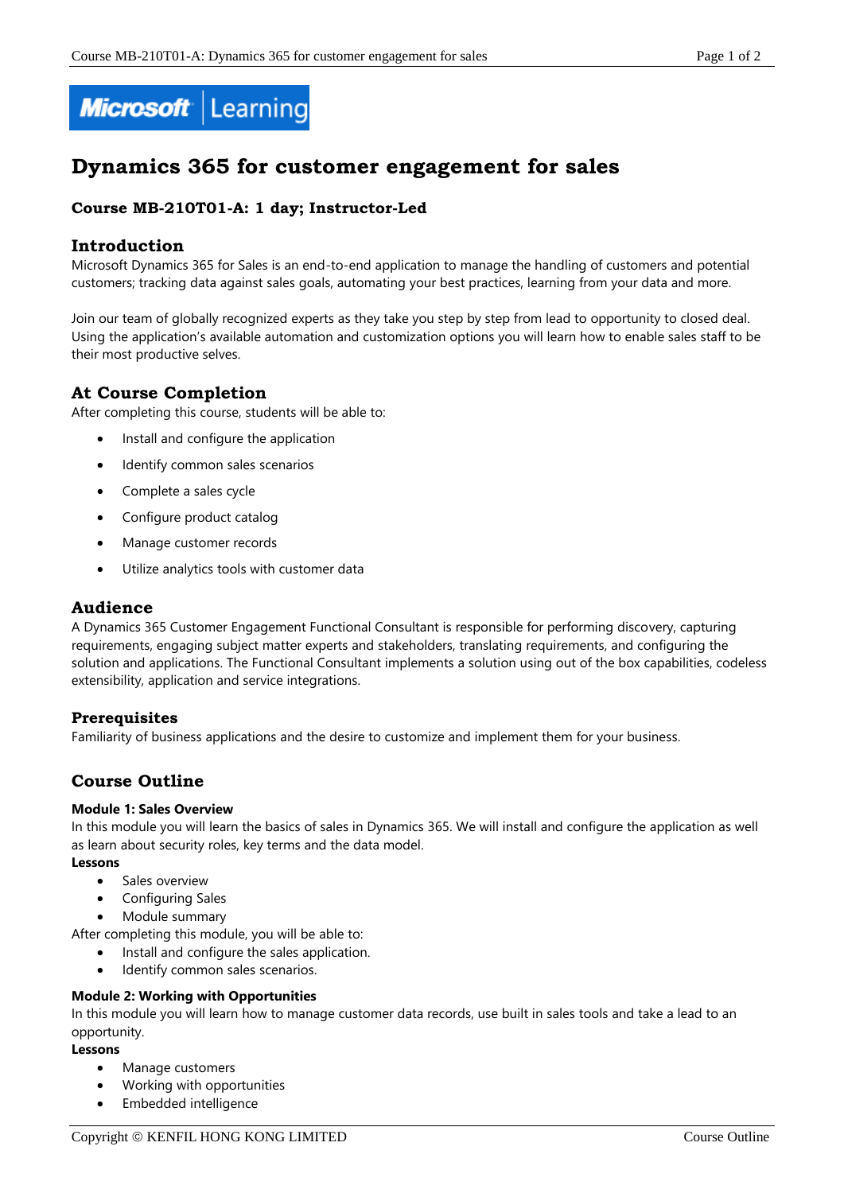# Dynamics 365 for customer engagement for sales

### Course MB-210T01-A: 1 day; Instructor-Led

## Introduction

Microsoft Dynamics 365 for Sales is an end-to-end application to manage the handling of customers and potential customers; tracking data against sales goals, automating your best practices, learning from your data and more.

Join our team of globally recognized experts as they take you step by step from lead to opportunity to closed deal. Using the application's available automation and customization options you will learn how to enable sales staff to be their most productive selves.

## At Course Completion

After completing this course, students will be able to:

- Install and configure the application
- Identify common sales scenarios
- Complete a sales cycle
- Configure product catalog
- Manage customer records
- Utilize analytics tools with customer data

## Audience

A Dynamics 365 Customer Engagement Functional Consultant is responsible for performing discovery, capturing requirements, engaging subject matter experts and stakeholders, translating requirements, and configuring the solution and applications. The Functional Consultant implements a solution using out of the box capabilities, codeless extensibility, application and service integrations.

### Prerequisites

Familiarity of business applications and the desire to customize and implement them for your business.

## Course Outline

**Module 1: Sales Overview**

In this module you will learn the basics of sales in Dynamics 365. We will install and configure the application as well as learn about security roles, key terms and the data model.

**Lessons**

- Sales overview
- Configuring Sales
- Module summary

After completing this module, you will be able to:

- Install and configure the sales application.
- Identify common sales scenarios.

**Module 2: Working with Opportunities**

In this module you will learn how to manage customer data records, use built in sales tools and take a lead to an opportunity.

**Lessons**

- Manage customers
- Working with opportunities
- Embedded intelligence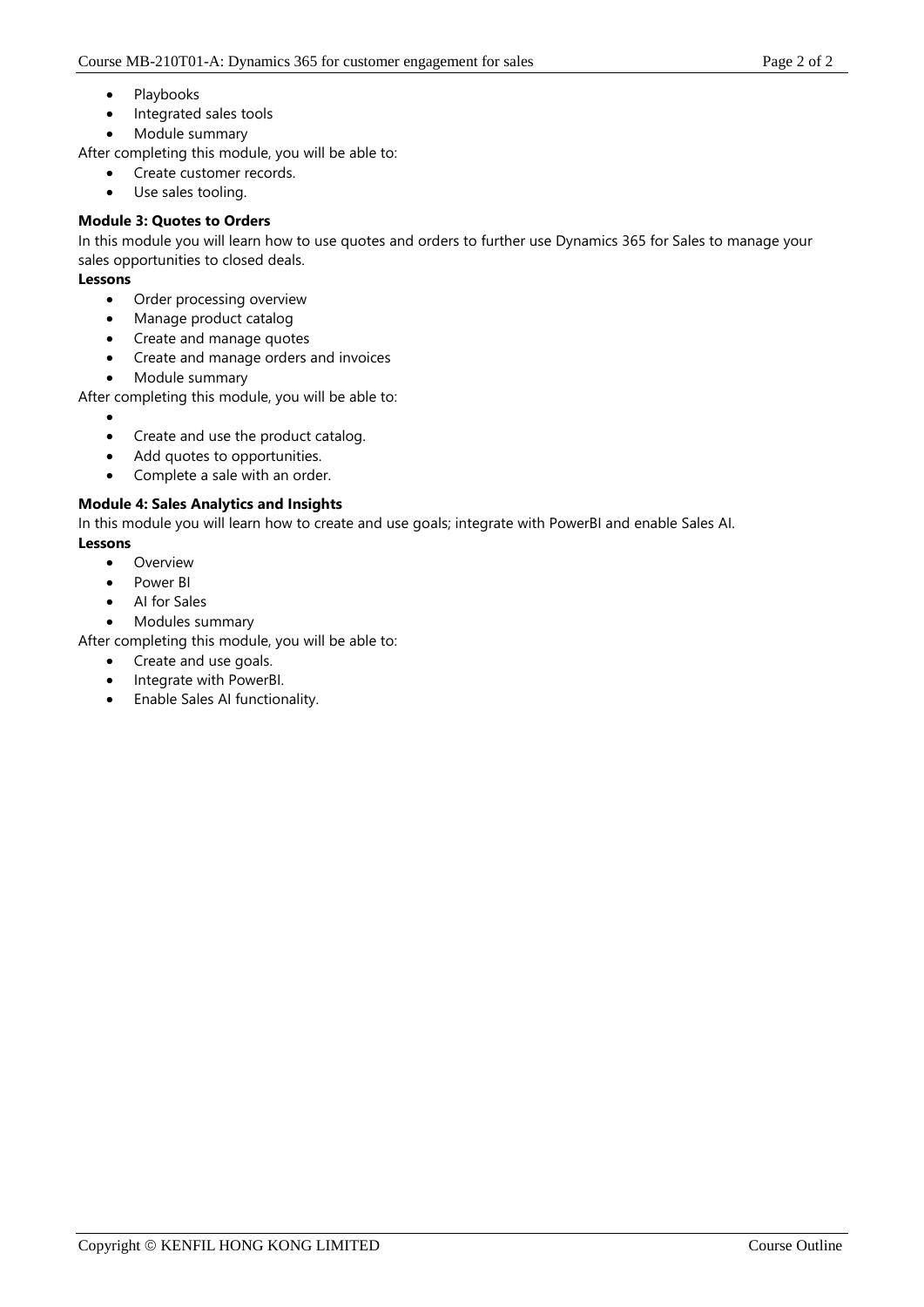- Playbooks
- Integrated sales tools
- Module summary

After completing this module, you will be able to:

- Create customer records.
- Use sales tooling.

**Module 3: Quotes to Orders**

In this module you will learn how to use quotes and orders to further use Dynamics 365 for Sales to manage your sales opportunities to closed deals.

**Lessons**

- Order processing overview
- Manage product catalog
- Create and manage quotes
- Create and manage orders and invoices
- Module summary

After completing this module, you will be able to:

- 
- Create and use the product catalog.
- Add quotes to opportunities.
- Complete a sale with an order.

**Module 4: Sales Analytics and Insights**

In this module you will learn how to create and use goals; integrate with PowerBI and enable Sales AI.

**Lessons**

- Overview
- Power BI
- AI for Sales
- Modules summary

After completing this module, you will be able to:

- Create and use goals.
- Integrate with PowerBI.
- Enable Sales AI functionality.